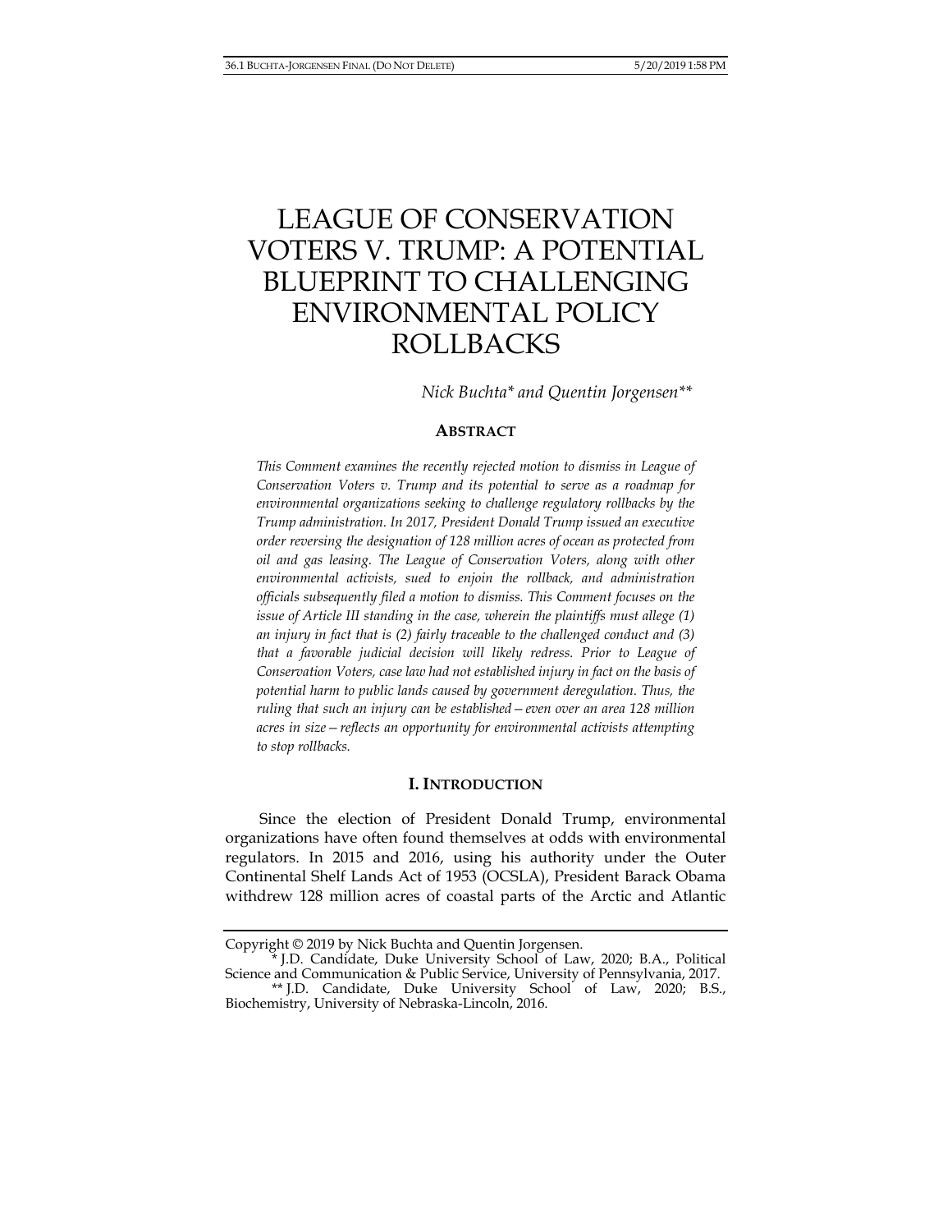# LEAGUE OF CONSERVATION VOTERS V. TRUMP: A POTENTIAL BLUEPRINT TO CHALLENGING ENVIRONMENTAL POLICY ROLLBACKS

*Nick Buchta\* and Quentin Jorgensen\*\**

**ABSTRACT**

*This Comment examines the recently rejected motion to dismiss in League of Conservation Voters v. Trump and its potential to serve as a roadmap for environmental organizations seeking to challenge regulatory rollbacks by the Trump administration. In 2017, President Donald Trump issued an executive order reversing the designation of 128 million acres of ocean as protected from oil and gas leasing. The League of Conservation Voters, along with other environmental activists, sued to enjoin the rollback, and administration officials subsequently filed a motion to dismiss. This Comment focuses on the issue of Article III standing in the case, wherein the plaintiffs must allege (1) an injury in fact that is (2) fairly traceable to the challenged conduct and (3) that a favorable judicial decision will likely redress. Prior to League of Conservation Voters, case law had not established injury in fact on the basis of potential harm to public lands caused by government deregulation. Thus, the ruling that such an injury can be established—even over an area 128 million acres in size—reflects an opportunity for environmental activists attempting to stop rollbacks.*

## I. INTRODUCTION

Since the election of President Donald Trump, environmental organizations have often found themselves at odds with environmental regulators. In 2015 and 2016, using his authority under the Outer Continental Shelf Lands Act of 1953 (OCSLA), President Barack Obama withdrew 128 million acres of coastal parts of the Arctic and Atlantic

---

Copyright © 2019 by Nick Buchta and Quentin Jorgensen.

\* J.D. Candidate, Duke University School of Law, 2020; B.A., Political Science and Communication & Public Service, University of Pennsylvania, 2017.

\*\* J.D. Candidate, Duke University School of Law, 2020; B.S., Biochemistry, University of Nebraska-Lincoln, 2016.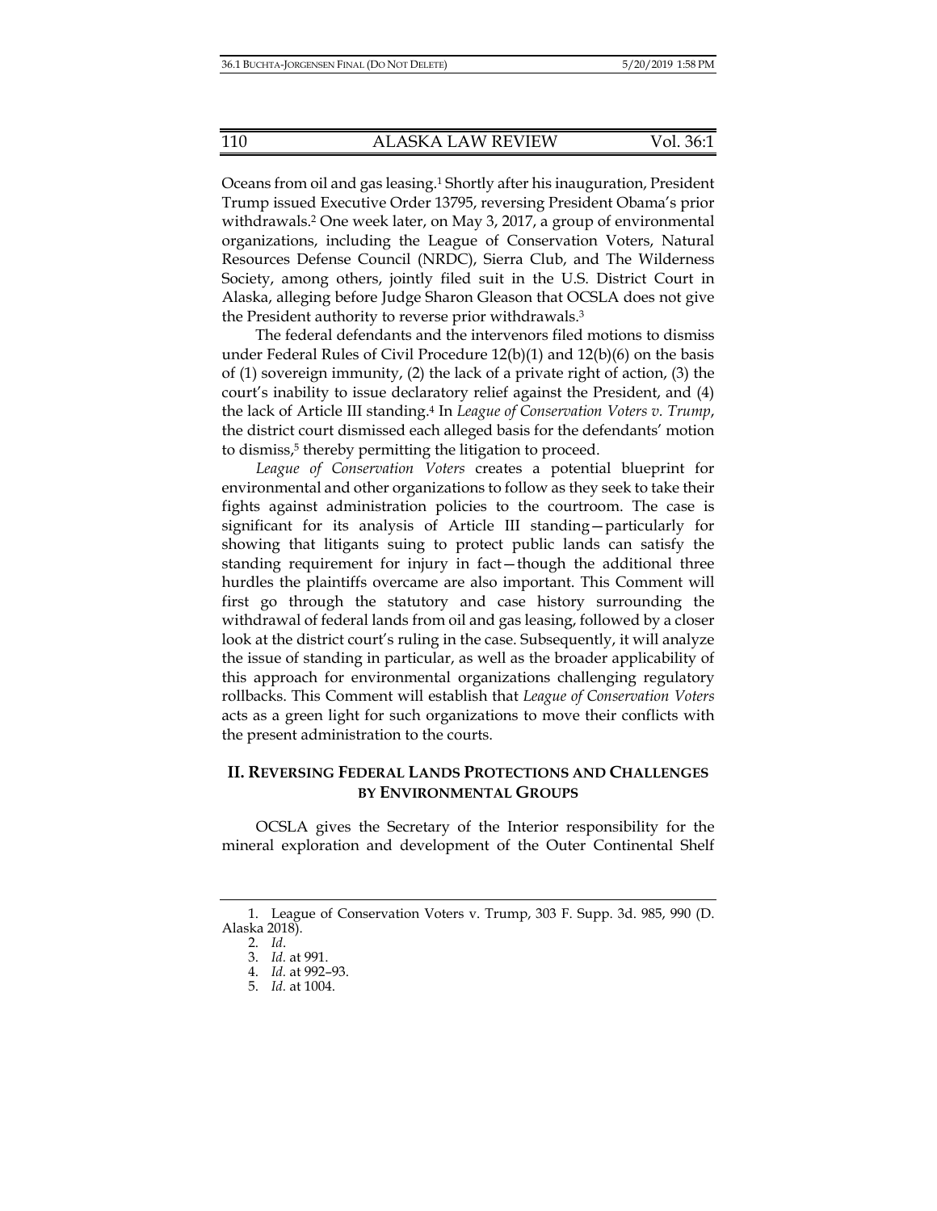Oceans from oil and gas leasing.[1] Shortly after his inauguration, President Trump issued Executive Order 13795, reversing President Obama's prior withdrawals.[2] One week later, on May 3, 2017, a group of environmental organizations, including the League of Conservation Voters, Natural Resources Defense Council (NRDC), Sierra Club, and The Wilderness Society, among others, jointly filed suit in the U.S. District Court in Alaska, alleging before Judge Sharon Gleason that OCSLA does not give the President authority to reverse prior withdrawals.[3]

The federal defendants and the intervenors filed motions to dismiss under Federal Rules of Civil Procedure 12(b)(1) and 12(b)(6) on the basis of (1) sovereign immunity, (2) the lack of a private right of action, (3) the court's inability to issue declaratory relief against the President, and (4) the lack of Article III standing.[4] In *League of Conservation Voters v. Trump*, the district court dismissed each alleged basis for the defendants' motion to dismiss,[5] thereby permitting the litigation to proceed.

*League of Conservation Voters* creates a potential blueprint for environmental and other organizations to follow as they seek to take their fights against administration policies to the courtroom. The case is significant for its analysis of Article III standing—particularly for showing that litigants suing to protect public lands can satisfy the standing requirement for injury in fact—though the additional three hurdles the plaintiffs overcame are also important. This Comment will first go through the statutory and case history surrounding the withdrawal of federal lands from oil and gas leasing, followed by a closer look at the district court's ruling in the case. Subsequently, it will analyze the issue of standing in particular, as well as the broader applicability of this approach for environmental organizations challenging regulatory rollbacks. This Comment will establish that *League of Conservation Voters* acts as a green light for such organizations to move their conflicts with the present administration to the courts.

## II. REVERSING FEDERAL LANDS PROTECTIONS AND CHALLENGES BY ENVIRONMENTAL GROUPS

OCSLA gives the Secretary of the Interior responsibility for the mineral exploration and development of the Outer Continental Shelf

---

1. League of Conservation Voters v. Trump, 303 F. Supp. 3d. 985, 990 (D. Alaska 2018).
2. *Id*.
3. *Id.* at 991.
4. *Id.* at 992–93.
5. *Id.* at 1004.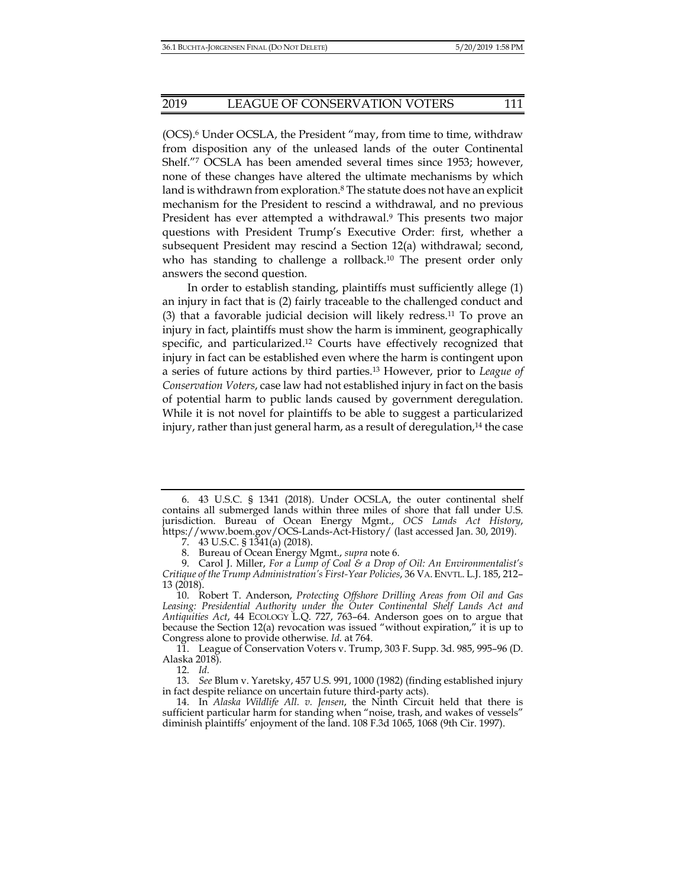(OCS).[6] Under OCSLA, the President "may, from time to time, withdraw from disposition any of the unleased lands of the outer Continental Shelf."[7] OCSLA has been amended several times since 1953; however, none of these changes have altered the ultimate mechanisms by which land is withdrawn from exploration.[8] The statute does not have an explicit mechanism for the President to rescind a withdrawal, and no previous President has ever attempted a withdrawal.[9] This presents two major questions with President Trump's Executive Order: first, whether a subsequent President may rescind a Section 12(a) withdrawal; second, who has standing to challenge a rollback.[10] The present order only answers the second question.

In order to establish standing, plaintiffs must sufficiently allege (1) an injury in fact that is (2) fairly traceable to the challenged conduct and (3) that a favorable judicial decision will likely redress.[11] To prove an injury in fact, plaintiffs must show the harm is imminent, geographically specific, and particularized.[12] Courts have effectively recognized that injury in fact can be established even where the harm is contingent upon a series of future actions by third parties.[13] However, prior to *League of Conservation Voters*, case law had not established injury in fact on the basis of potential harm to public lands caused by government deregulation. While it is not novel for plaintiffs to be able to suggest a particularized injury, rather than just general harm, as a result of deregulation,[14] the case

---

6. 43 U.S.C. § 1341 (2018). Under OCSLA, the outer continental shelf contains all submerged lands within three miles of shore that fall under U.S. jurisdiction. Bureau of Ocean Energy Mgmt., *OCS Lands Act History*, https://www.boem.gov/OCS-Lands-Act-History/ (last accessed Jan. 30, 2019).

7. 43 U.S.C. § 1341(a) (2018).

8. Bureau of Ocean Energy Mgmt., *supra* note 6.

9. Carol J. Miller, *For a Lump of Coal & a Drop of Oil: An Environmentalist's Critique of the Trump Administration's First-Year Policies*, 36 VA. ENVTL. L.J. 185, 212–13 (2018).

10. Robert T. Anderson, *Protecting Offshore Drilling Areas from Oil and Gas Leasing: Presidential Authority under the Outer Continental Shelf Lands Act and Antiquities Act*, 44 ECOLOGY L.Q. 727, 763–64. Anderson goes on to argue that because the Section 12(a) revocation was issued "without expiration," it is up to Congress alone to provide otherwise. *Id.* at 764.

11. League of Conservation Voters v. Trump, 303 F. Supp. 3d. 985, 995–96 (D. Alaska 2018).

12. *Id.*

13. *See* Blum v. Yaretsky, 457 U.S. 991, 1000 (1982) (finding established injury in fact despite reliance on uncertain future third-party acts).

14. In *Alaska Wildlife All. v. Jensen*, the Ninth Circuit held that there is sufficient particular harm for standing when "noise, trash, and wakes of vessels" diminish plaintiffs' enjoyment of the land. 108 F.3d 1065, 1068 (9th Cir. 1997).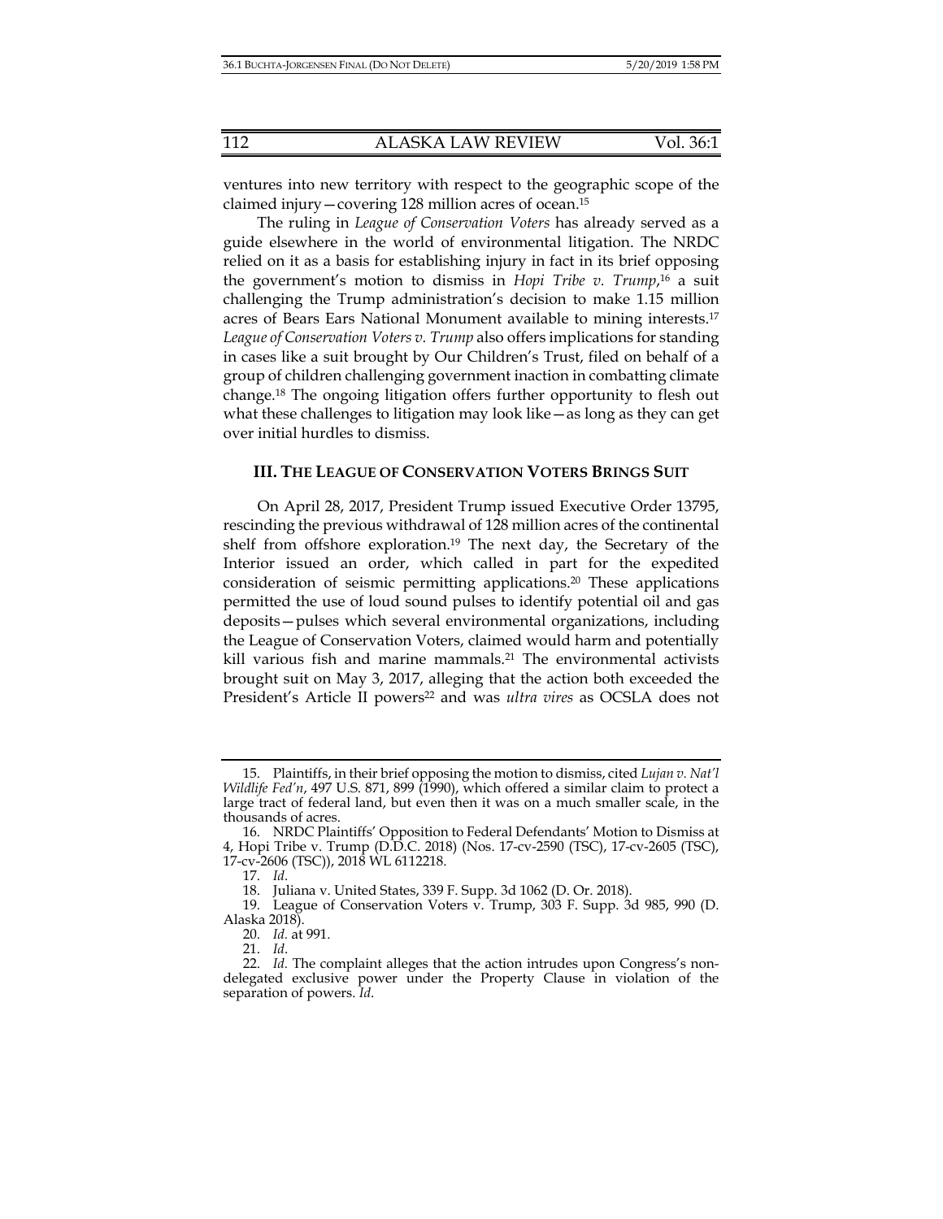ventures into new territory with respect to the geographic scope of the claimed injury—covering 128 million acres of ocean.[15]

The ruling in *League of Conservation Voters* has already served as a guide elsewhere in the world of environmental litigation. The NRDC relied on it as a basis for establishing injury in fact in its brief opposing the government's motion to dismiss in *Hopi Tribe v. Trump*,[16] a suit challenging the Trump administration's decision to make 1.15 million acres of Bears Ears National Monument available to mining interests.[17] *League of Conservation Voters v. Trump* also offers implications for standing in cases like a suit brought by Our Children's Trust, filed on behalf of a group of children challenging government inaction in combatting climate change.[18] The ongoing litigation offers further opportunity to flesh out what these challenges to litigation may look like—as long as they can get over initial hurdles to dismiss.

### III. THE LEAGUE OF CONSERVATION VOTERS BRINGS SUIT

On April 28, 2017, President Trump issued Executive Order 13795, rescinding the previous withdrawal of 128 million acres of the continental shelf from offshore exploration.[19] The next day, the Secretary of the Interior issued an order, which called in part for the expedited consideration of seismic permitting applications.[20] These applications permitted the use of loud sound pulses to identify potential oil and gas deposits—pulses which several environmental organizations, including the League of Conservation Voters, claimed would harm and potentially kill various fish and marine mammals.[21] The environmental activists brought suit on May 3, 2017, alleging that the action both exceeded the President's Article II powers[22] and was *ultra vires* as OCSLA does not

---

15. Plaintiffs, in their brief opposing the motion to dismiss, cited *Lujan v. Nat'l Wildlife Fed'n*, 497 U.S. 871, 899 (1990), which offered a similar claim to protect a large tract of federal land, but even then it was on a much smaller scale, in the thousands of acres.

16. NRDC Plaintiffs' Opposition to Federal Defendants' Motion to Dismiss at 4, Hopi Tribe v. Trump (D.D.C. 2018) (Nos. 17-cv-2590 (TSC), 17-cv-2605 (TSC), 17-cv-2606 (TSC)), 2018 WL 6112218.

17. *Id*.

18. Juliana v. United States, 339 F. Supp. 3d 1062 (D. Or. 2018).

19. League of Conservation Voters v. Trump, 303 F. Supp. 3d 985, 990 (D. Alaska 2018).

20. *Id.* at 991.

21. *Id*.

22. *Id.* The complaint alleges that the action intrudes upon Congress's non-delegated exclusive power under the Property Clause in violation of the separation of powers. *Id.*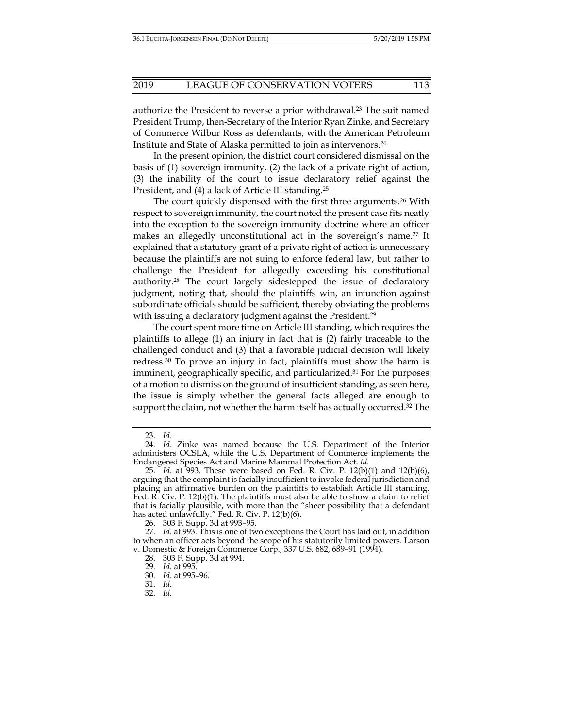authorize the President to reverse a prior withdrawal.[23] The suit named President Trump, then-Secretary of the Interior Ryan Zinke, and Secretary of Commerce Wilbur Ross as defendants, with the American Petroleum Institute and State of Alaska permitted to join as intervenors.[24]

In the present opinion, the district court considered dismissal on the basis of (1) sovereign immunity, (2) the lack of a private right of action, (3) the inability of the court to issue declaratory relief against the President, and (4) a lack of Article III standing.[25]

The court quickly dispensed with the first three arguments.[26] With respect to sovereign immunity, the court noted the present case fits neatly into the exception to the sovereign immunity doctrine where an officer makes an allegedly unconstitutional act in the sovereign's name.[27] It explained that a statutory grant of a private right of action is unnecessary because the plaintiffs are not suing to enforce federal law, but rather to challenge the President for allegedly exceeding his constitutional authority.[28] The court largely sidestepped the issue of declaratory judgment, noting that, should the plaintiffs win, an injunction against subordinate officials should be sufficient, thereby obviating the problems with issuing a declaratory judgment against the President.[29]

The court spent more time on Article III standing, which requires the plaintiffs to allege (1) an injury in fact that is (2) fairly traceable to the challenged conduct and (3) that a favorable judicial decision will likely redress.[30] To prove an injury in fact, plaintiffs must show the harm is imminent, geographically specific, and particularized.[31] For the purposes of a motion to dismiss on the ground of insufficient standing, as seen here, the issue is simply whether the general facts alleged are enough to support the claim, not whether the harm itself has actually occurred.[32] The

---

23. *Id*.

24. *Id*. Zinke was named because the U.S. Department of the Interior administers OCSLA, while the U.S. Department of Commerce implements the Endangered Species Act and Marine Mammal Protection Act. *Id.*

25. *Id.* at 993. These were based on Fed. R. Civ. P. 12(b)(1) and 12(b)(6), arguing that the complaint is facially insufficient to invoke federal jurisdiction and placing an affirmative burden on the plaintiffs to establish Article III standing. Fed. R. Civ. P. 12(b)(1). The plaintiffs must also be able to show a claim to relief that is facially plausible, with more than the "sheer possibility that a defendant has acted unlawfully." Fed. R. Civ. P. 12(b)(6).

26. 303 F. Supp. 3d at 993–95.

27. *Id.* at 993. This is one of two exceptions the Court has laid out, in addition to when an officer acts beyond the scope of his statutorily limited powers. Larson v. Domestic & Foreign Commerce Corp., 337 U.S. 682, 689–91 (1994).

28. 303 F. Supp. 3d at 994.

29. *Id.* at 995.

30. *Id.* at 995–96.

31. *Id.*

32. *Id.*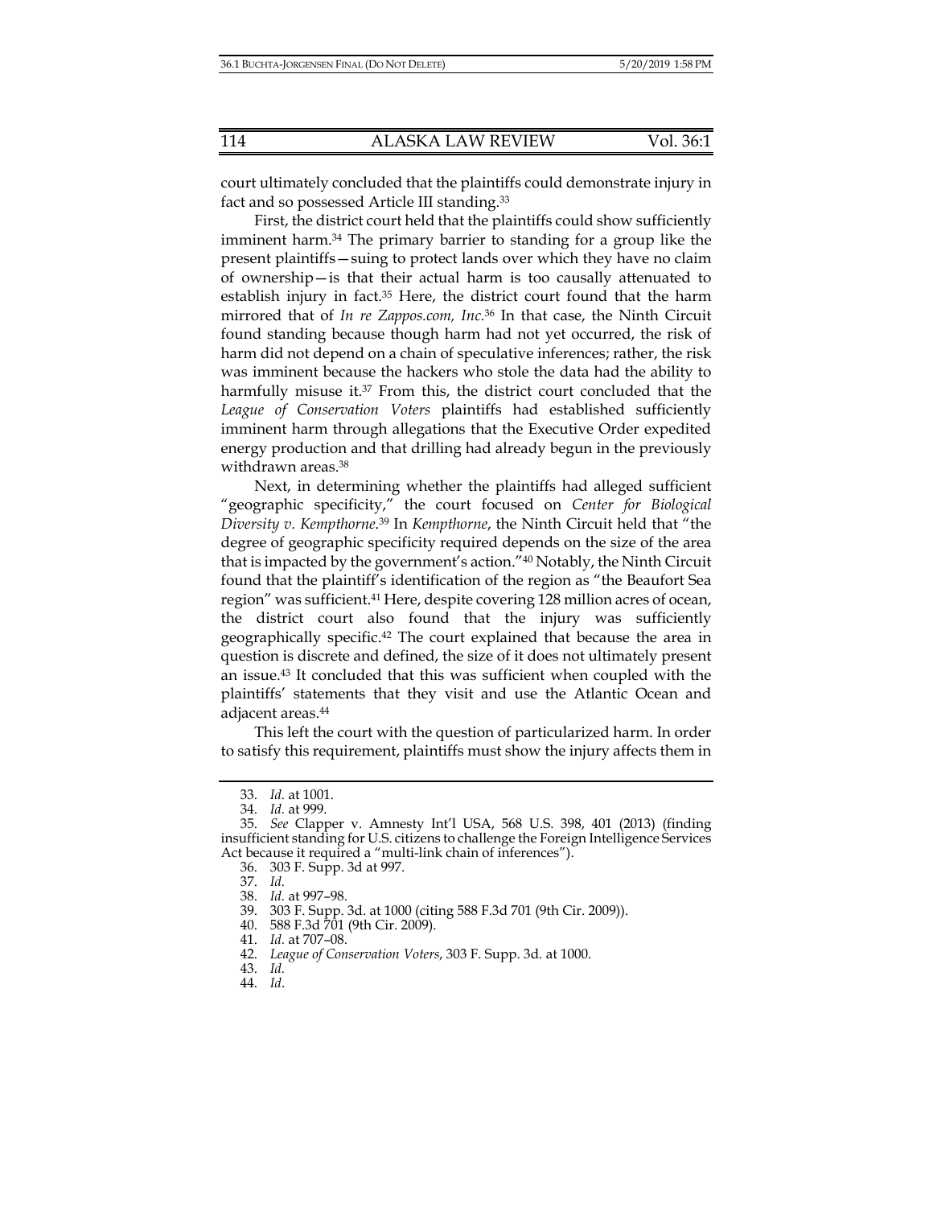court ultimately concluded that the plaintiffs could demonstrate injury in fact and so possessed Article III standing.[33]

First, the district court held that the plaintiffs could show sufficiently imminent harm.[34] The primary barrier to standing for a group like the present plaintiffs—suing to protect lands over which they have no claim of ownership—is that their actual harm is too causally attenuated to establish injury in fact.[35] Here, the district court found that the harm mirrored that of *In re Zappos.com, Inc.*[36] In that case, the Ninth Circuit found standing because though harm had not yet occurred, the risk of harm did not depend on a chain of speculative inferences; rather, the risk was imminent because the hackers who stole the data had the ability to harmfully misuse it.[37] From this, the district court concluded that the *League of Conservation Voters* plaintiffs had established sufficiently imminent harm through allegations that the Executive Order expedited energy production and that drilling had already begun in the previously withdrawn areas.[38]

Next, in determining whether the plaintiffs had alleged sufficient "geographic specificity," the court focused on *Center for Biological Diversity v. Kempthorne*.[39] In *Kempthorne*, the Ninth Circuit held that "the degree of geographic specificity required depends on the size of the area that is impacted by the government's action."[40] Notably, the Ninth Circuit found that the plaintiff's identification of the region as "the Beaufort Sea region" was sufficient.[41] Here, despite covering 128 million acres of ocean, the district court also found that the injury was sufficiently geographically specific.[42] The court explained that because the area in question is discrete and defined, the size of it does not ultimately present an issue.[43] It concluded that this was sufficient when coupled with the plaintiffs' statements that they visit and use the Atlantic Ocean and adjacent areas.[44]

This left the court with the question of particularized harm. In order to satisfy this requirement, plaintiffs must show the injury affects them in

---

33. *Id.* at 1001.

34. *Id.* at 999.

35. *See* Clapper v. Amnesty Int'l USA, 568 U.S. 398, 401 (2013) (finding insufficient standing for U.S. citizens to challenge the Foreign Intelligence Services Act because it required a "multi-link chain of inferences").

36. 303 F. Supp. 3d at 997.

37. *Id.*

38. *Id.* at 997–98.

39. 303 F. Supp. 3d. at 1000 (citing 588 F.3d 701 (9th Cir. 2009)).

40. 588 F.3d 701 (9th Cir. 2009).

41. *Id.* at 707–08.

42. *League of Conservation Voters*, 303 F. Supp. 3d. at 1000.

43. *Id.*

44. *Id*.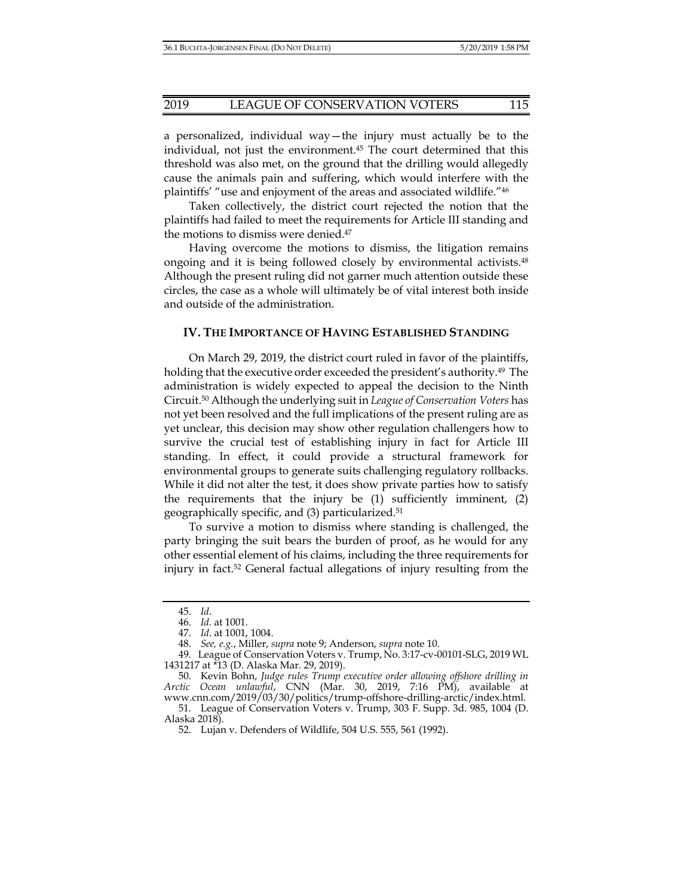a personalized, individual way—the injury must actually be to the individual, not just the environment.[45] The court determined that this threshold was also met, on the ground that the drilling would allegedly cause the animals pain and suffering, which would interfere with the plaintiffs' "use and enjoyment of the areas and associated wildlife."[46]

Taken collectively, the district court rejected the notion that the plaintiffs had failed to meet the requirements for Article III standing and the motions to dismiss were denied.[47]

Having overcome the motions to dismiss, the litigation remains ongoing and it is being followed closely by environmental activists.[48] Although the present ruling did not garner much attention outside these circles, the case as a whole will ultimately be of vital interest both inside and outside of the administration.

## IV. THE IMPORTANCE OF HAVING ESTABLISHED STANDING

On March 29, 2019, the district court ruled in favor of the plaintiffs, holding that the executive order exceeded the president's authority.[49] The administration is widely expected to appeal the decision to the Ninth Circuit.[50] Although the underlying suit in *League of Conservation Voters* has not yet been resolved and the full implications of the present ruling are as yet unclear, this decision may show other regulation challengers how to survive the crucial test of establishing injury in fact for Article III standing. In effect, it could provide a structural framework for environmental groups to generate suits challenging regulatory rollbacks. While it did not alter the test, it does show private parties how to satisfy the requirements that the injury be (1) sufficiently imminent, (2) geographically specific, and (3) particularized.[51]

To survive a motion to dismiss where standing is challenged, the party bringing the suit bears the burden of proof, as he would for any other essential element of his claims, including the three requirements for injury in fact.[52] General factual allegations of injury resulting from the

---

45. *Id*.

46. *Id.* at 1001.

47. *Id*. at 1001, 1004.

48. *See, e.g.*, Miller, *supra* note 9; Anderson, *supra* note 10.

49. League of Conservation Voters v. Trump, No. 3:17-cv-00101-SLG, 2019 WL 1431217 at *13 (D. Alaska Mar. 29, 2019).

50. Kevin Bohn, *Judge rules Trump executive order allowing offshore drilling in Arctic Ocean unlawful*, CNN (Mar. 30, 2019, 7:16 PM), available at www.cnn.com/2019/03/30/politics/trump-offshore-drilling-arctic/index.html.

51. League of Conservation Voters v. Trump, 303 F. Supp. 3d. 985, 1004 (D. Alaska 2018).

52. Lujan v. Defenders of Wildlife, 504 U.S. 555, 561 (1992).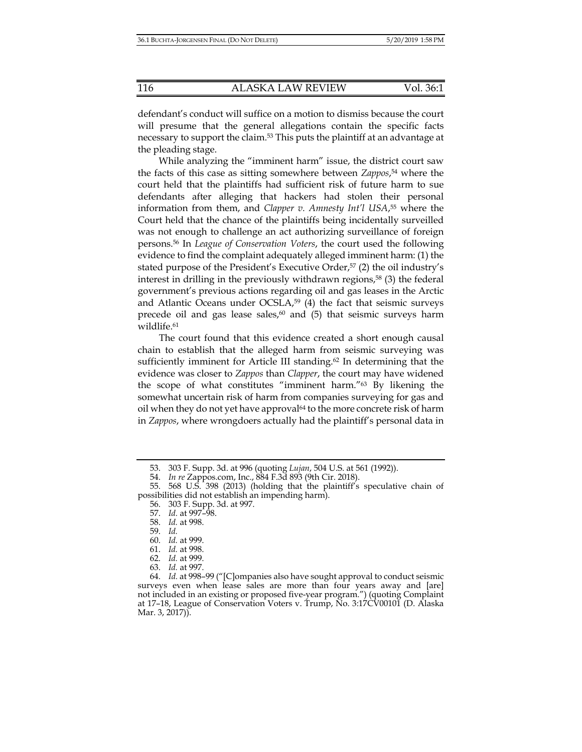defendant's conduct will suffice on a motion to dismiss because the court will presume that the general allegations contain the specific facts necessary to support the claim.[53] This puts the plaintiff at an advantage at the pleading stage.

While analyzing the "imminent harm" issue, the district court saw the facts of this case as sitting somewhere between *Zappos*,[54] where the court held that the plaintiffs had sufficient risk of future harm to sue defendants after alleging that hackers had stolen their personal information from them, and *Clapper v. Amnesty Int'l USA*,[55] where the Court held that the chance of the plaintiffs being incidentally surveilled was not enough to challenge an act authorizing surveillance of foreign persons.[56] In *League of Conservation Voters*, the court used the following evidence to find the complaint adequately alleged imminent harm: (1) the stated purpose of the President's Executive Order,[57] (2) the oil industry's interest in drilling in the previously withdrawn regions,[58] (3) the federal government's previous actions regarding oil and gas leases in the Arctic and Atlantic Oceans under OCSLA,[59] (4) the fact that seismic surveys precede oil and gas lease sales,[60] and (5) that seismic surveys harm wildlife.[61]

The court found that this evidence created a short enough causal chain to establish that the alleged harm from seismic surveying was sufficiently imminent for Article III standing.[62] In determining that the evidence was closer to *Zappos* than *Clapper*, the court may have widened the scope of what constitutes "imminent harm."[63] By likening the somewhat uncertain risk of harm from companies surveying for gas and oil when they do not yet have approval[64] to the more concrete risk of harm in *Zappos*, where wrongdoers actually had the plaintiff's personal data in

---

53. 303 F. Supp. 3d. at 996 (quoting *Lujan*, 504 U.S. at 561 (1992)).

54. *In re* Zappos.com, Inc., 884 F.3d 893 (9th Cir. 2018).

55. 568 U.S. 398 (2013) (holding that the plaintiff's speculative chain of possibilities did not establish an impending harm).

56. 303 F. Supp. 3d. at 997.

57. *Id.* at 997–98.

58. *Id.* at 998.

59. *Id.*

60. *Id.* at 999.

61. *Id.* at 998.

62. *Id.* at 999.

63. *Id.* at 997.

64. *Id.* at 998–99 ("[C]ompanies also have sought approval to conduct seismic surveys even when lease sales are more than four years away and [are] not included in an existing or proposed five-year program.") (quoting Complaint at 17–18, League of Conservation Voters v. Trump, No. 3:17CV00101 (D. Alaska Mar. 3, 2017)).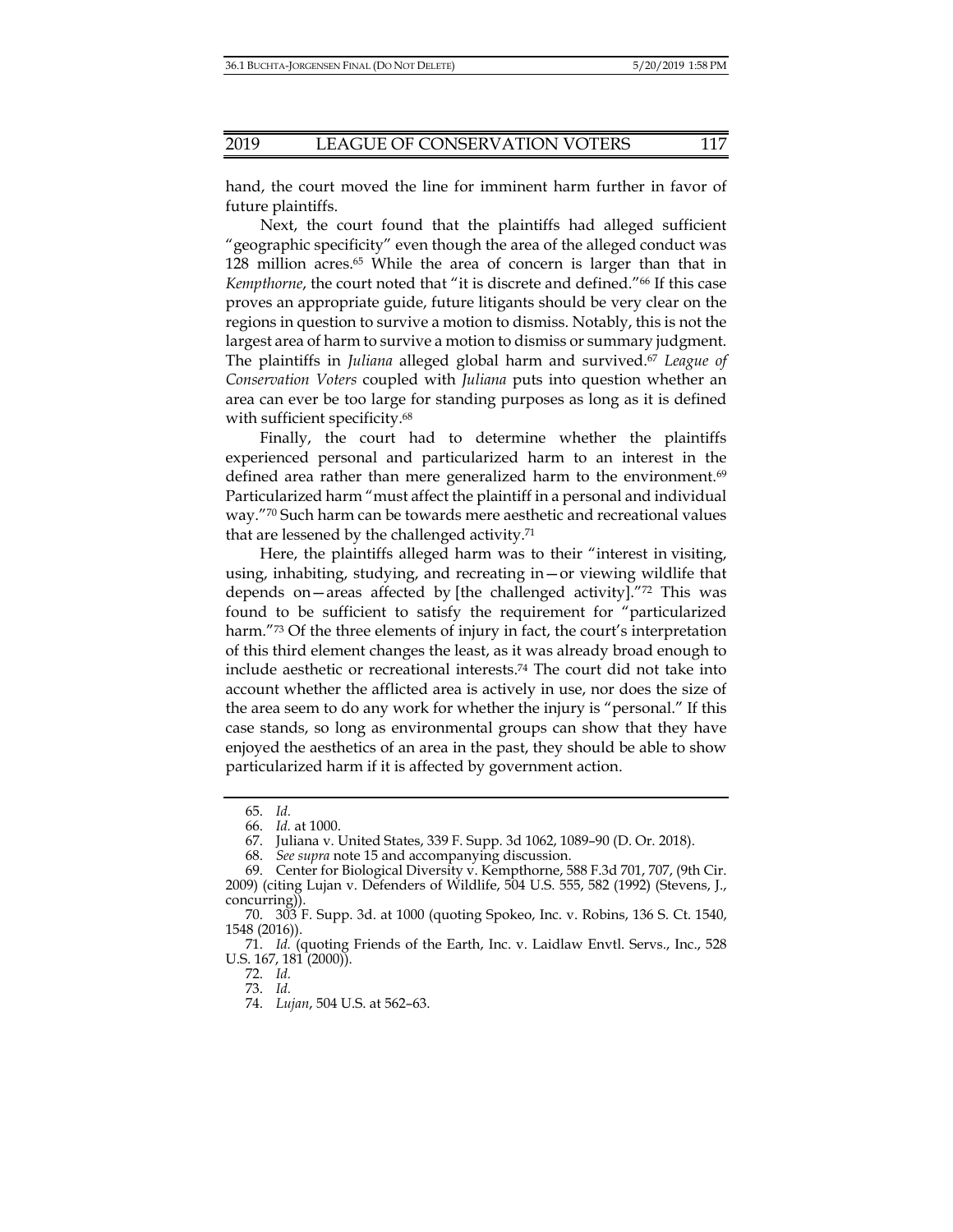hand, the court moved the line for imminent harm further in favor of future plaintiffs.

Next, the court found that the plaintiffs had alleged sufficient "geographic specificity" even though the area of the alleged conduct was 128 million acres.[65] While the area of concern is larger than that in *Kempthorne*, the court noted that "it is discrete and defined."[66] If this case proves an appropriate guide, future litigants should be very clear on the regions in question to survive a motion to dismiss. Notably, this is not the largest area of harm to survive a motion to dismiss or summary judgment. The plaintiffs in *Juliana* alleged global harm and survived.[67] *League of Conservation Voters* coupled with *Juliana* puts into question whether an area can ever be too large for standing purposes as long as it is defined with sufficient specificity.[68]

Finally, the court had to determine whether the plaintiffs experienced personal and particularized harm to an interest in the defined area rather than mere generalized harm to the environment.[69] Particularized harm "must affect the plaintiff in a personal and individual way."[70] Such harm can be towards mere aesthetic and recreational values that are lessened by the challenged activity.[71]

Here, the plaintiffs alleged harm was to their "interest in visiting, using, inhabiting, studying, and recreating in—or viewing wildlife that depends on—areas affected by [the challenged activity]."[72] This was found to be sufficient to satisfy the requirement for "particularized harm."[73] Of the three elements of injury in fact, the court's interpretation of this third element changes the least, as it was already broad enough to include aesthetic or recreational interests.[74] The court did not take into account whether the afflicted area is actively in use, nor does the size of the area seem to do any work for whether the injury is "personal." If this case stands, so long as environmental groups can show that they have enjoyed the aesthetics of an area in the past, they should be able to show particularized harm if it is affected by government action.

---

65. *Id.*

66. *Id.* at 1000.

67. Juliana v. United States, 339 F. Supp. 3d 1062, 1089–90 (D. Or. 2018).

68. *See supra* note 15 and accompanying discussion.

69. Center for Biological Diversity v. Kempthorne, 588 F.3d 701, 707, (9th Cir. 2009) (citing Lujan v. Defenders of Wildlife, 504 U.S. 555, 582 (1992) (Stevens, J., concurring)).

70. 303 F. Supp. 3d. at 1000 (quoting Spokeo, Inc. v. Robins, 136 S. Ct. 1540, 1548 (2016)).

71. *Id.* (quoting Friends of the Earth, Inc. v. Laidlaw Envtl. Servs., Inc., 528 U.S. 167, 181 (2000)).

72. *Id.*

73. *Id.*

74. *Lujan*, 504 U.S. at 562–63.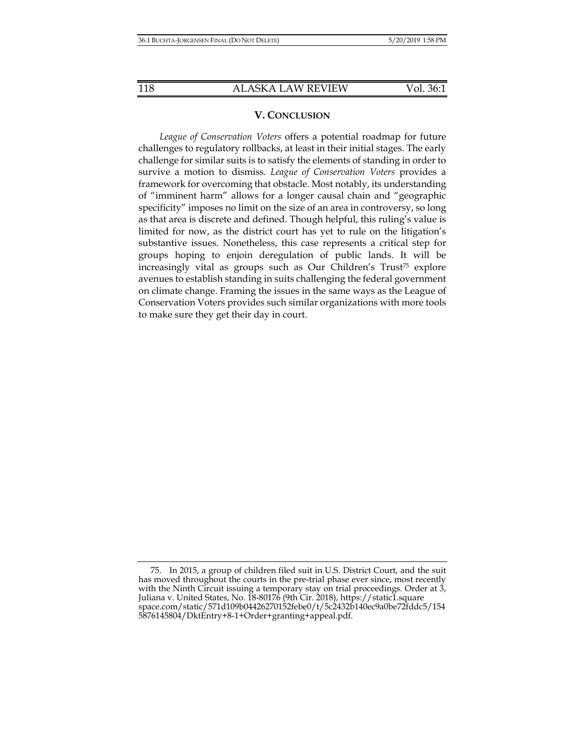## V. CONCLUSION

*League of Conservation Voters* offers a potential roadmap for future challenges to regulatory rollbacks, at least in their initial stages. The early challenge for similar suits is to satisfy the elements of standing in order to survive a motion to dismiss. *League of Conservation Voters* provides a framework for overcoming that obstacle. Most notably, its understanding of "imminent harm" allows for a longer causal chain and "geographic specificity" imposes no limit on the size of an area in controversy, so long as that area is discrete and defined. Though helpful, this ruling's value is limited for now, as the district court has yet to rule on the litigation's substantive issues. Nonetheless, this case represents a critical step for groups hoping to enjoin deregulation of public lands. It will be increasingly vital as groups such as Our Children's Trust[75] explore avenues to establish standing in suits challenging the federal government on climate change. Framing the issues in the same ways as the League of Conservation Voters provides such similar organizations with more tools to make sure they get their day in court.

---

75. In 2015, a group of children filed suit in U.S. District Court, and the suit has moved throughout the courts in the pre-trial phase ever since, most recently with the Ninth Circuit issuing a temporary stay on trial proceedings. Order at 3, Juliana v. United States, No. 18-80176 (9th Cir. 2018), https://static1.squarespace.com/static/571d109b04426270152febe0/t/5c2432b140ec9a0be72fddc5/1545876145804/DktEntry+8-1+Order+granting+appeal.pdf.